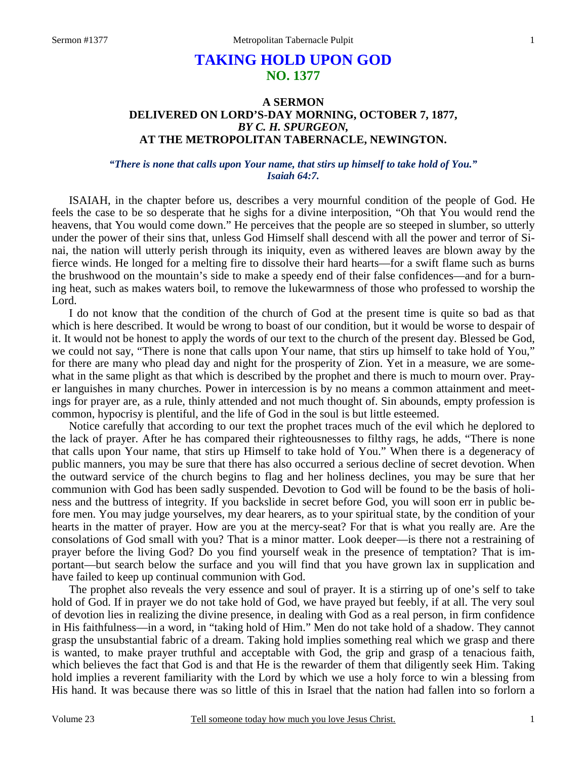# TAKING HOLD UPON GOD
## NO. 1377

### A SERMON
### DELIVERED ON LORD'S-DAY MORNING, OCTOBER 7, 1877,
### *BY C. H. SPURGEON,*
### AT THE METROPOLITAN TABERNACLE, NEWINGTON.

***"There is none that calls upon Your name, that stirs up himself to take hold of You." Isaiah 64:7.***

ISAIAH, in the chapter before us, describes a very mournful condition of the people of God. He feels the case to be so desperate that he sighs for a divine interposition, "Oh that You would rend the heavens, that You would come down." He perceives that the people are so steeped in slumber, so utterly under the power of their sins that, unless God Himself shall descend with all the power and terror of Sinai, the nation will utterly perish through its iniquity, even as withered leaves are blown away by the fierce winds. He longed for a melting fire to dissolve their hard hearts—for a swift flame such as burns the brushwood on the mountain's side to make a speedy end of their false confidences—and for a burning heat, such as makes waters boil, to remove the lukewarmness of those who professed to worship the Lord.

I do not know that the condition of the church of God at the present time is quite so bad as that which is here described. It would be wrong to boast of our condition, but it would be worse to despair of it. It would not be honest to apply the words of our text to the church of the present day. Blessed be God, we could not say, "There is none that calls upon Your name, that stirs up himself to take hold of You," for there are many who plead day and night for the prosperity of Zion. Yet in a measure, we are somewhat in the same plight as that which is described by the prophet and there is much to mourn over. Prayer languishes in many churches. Power in intercession is by no means a common attainment and meetings for prayer are, as a rule, thinly attended and not much thought of. Sin abounds, empty profession is common, hypocrisy is plentiful, and the life of God in the soul is but little esteemed.

Notice carefully that according to our text the prophet traces much of the evil which he deplored to the lack of prayer. After he has compared their righteousnesses to filthy rags, he adds, "There is none that calls upon Your name, that stirs up Himself to take hold of You." When there is a degeneracy of public manners, you may be sure that there has also occurred a serious decline of secret devotion. When the outward service of the church begins to flag and her holiness declines, you may be sure that her communion with God has been sadly suspended. Devotion to God will be found to be the basis of holiness and the buttress of integrity. If you backslide in secret before God, you will soon err in public before men. You may judge yourselves, my dear hearers, as to your spiritual state, by the condition of your hearts in the matter of prayer. How are you at the mercy-seat? For that is what you really are. Are the consolations of God small with you? That is a minor matter. Look deeper—is there not a restraining of prayer before the living God? Do you find yourself weak in the presence of temptation? That is important—but search below the surface and you will find that you have grown lax in supplication and have failed to keep up continual communion with God.

The prophet also reveals the very essence and soul of prayer. It is a stirring up of one's self to take hold of God. If in prayer we do not take hold of God, we have prayed but feebly, if at all. The very soul of devotion lies in realizing the divine presence, in dealing with God as a real person, in firm confidence in His faithfulness—in a word, in "taking hold of Him." Men do not take hold of a shadow. They cannot grasp the unsubstantial fabric of a dream. Taking hold implies something real which we grasp and there is wanted, to make prayer truthful and acceptable with God, the grip and grasp of a tenacious faith, which believes the fact that God is and that He is the rewarder of them that diligently seek Him. Taking hold implies a reverent familiarity with the Lord by which we use a holy force to win a blessing from His hand. It was because there was so little of this in Israel that the nation had fallen into so forlorn a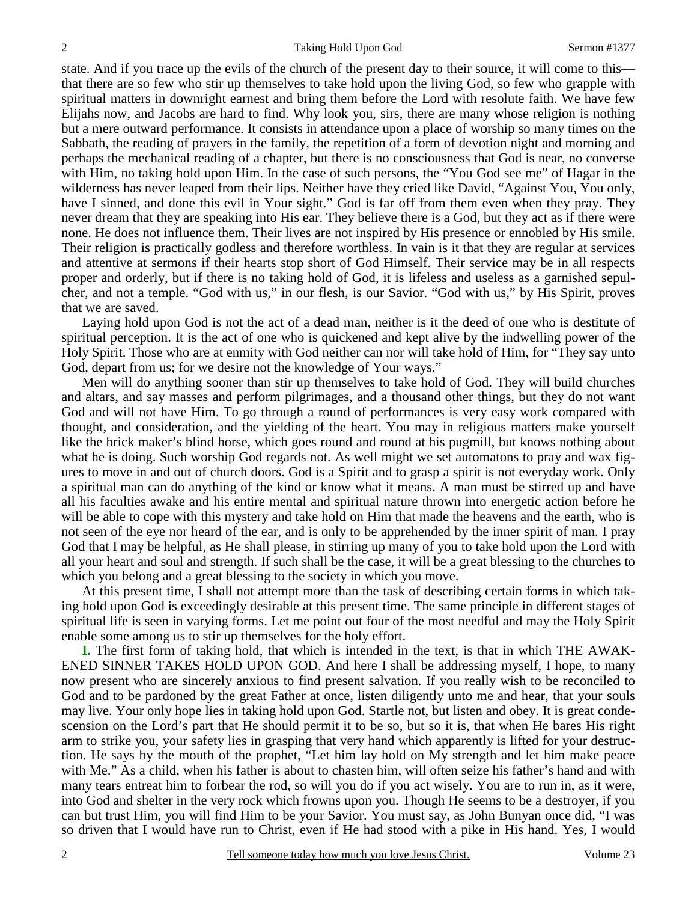state. And if you trace up the evils of the church of the present day to their source, it will come to this—that there are so few who stir up themselves to take hold upon the living God, so few who grapple with spiritual matters in downright earnest and bring them before the Lord with resolute faith. We have few Elijahs now, and Jacobs are hard to find. Why look you, sirs, there are many whose religion is nothing but a mere outward performance. It consists in attendance upon a place of worship so many times on the Sabbath, the reading of prayers in the family, the repetition of a form of devotion night and morning and perhaps the mechanical reading of a chapter, but there is no consciousness that God is near, no converse with Him, no taking hold upon Him. In the case of such persons, the "You God see me" of Hagar in the wilderness has never leaped from their lips. Neither have they cried like David, "Against You, You only, have I sinned, and done this evil in Your sight." God is far off from them even when they pray. They never dream that they are speaking into His ear. They believe there is a God, but they act as if there were none. He does not influence them. Their lives are not inspired by His presence or ennobled by His smile. Their religion is practically godless and therefore worthless. In vain is it that they are regular at services and attentive at sermons if their hearts stop short of God Himself. Their service may be in all respects proper and orderly, but if there is no taking hold of God, it is lifeless and useless as a garnished sepulcher, and not a temple. "God with us," in our flesh, is our Savior. "God with us," by His Spirit, proves that we are saved.

Laying hold upon God is not the act of a dead man, neither is it the deed of one who is destitute of spiritual perception. It is the act of one who is quickened and kept alive by the indwelling power of the Holy Spirit. Those who are at enmity with God neither can nor will take hold of Him, for "They say unto God, depart from us; for we desire not the knowledge of Your ways."

Men will do anything sooner than stir up themselves to take hold of God. They will build churches and altars, and say masses and perform pilgrimages, and a thousand other things, but they do not want God and will not have Him. To go through a round of performances is very easy work compared with thought, and consideration, and the yielding of the heart. You may in religious matters make yourself like the brick maker's blind horse, which goes round and round at his pugmill, but knows nothing about what he is doing. Such worship God regards not. As well might we set automatons to pray and wax figures to move in and out of church doors. God is a Spirit and to grasp a spirit is not everyday work. Only a spiritual man can do anything of the kind or know what it means. A man must be stirred up and have all his faculties awake and his entire mental and spiritual nature thrown into energetic action before he will be able to cope with this mystery and take hold on Him that made the heavens and the earth, who is not seen of the eye nor heard of the ear, and is only to be apprehended by the inner spirit of man. I pray God that I may be helpful, as He shall please, in stirring up many of you to take hold upon the Lord with all your heart and soul and strength. If such shall be the case, it will be a great blessing to the churches to which you belong and a great blessing to the society in which you move.

At this present time, I shall not attempt more than the task of describing certain forms in which taking hold upon God is exceedingly desirable at this present time. The same principle in different stages of spiritual life is seen in varying forms. Let me point out four of the most needful and may the Holy Spirit enable some among us to stir up themselves for the holy effort.

**I.** The first form of taking hold, that which is intended in the text, is that in which THE AWAKENED SINNER TAKES HOLD UPON GOD. And here I shall be addressing myself, I hope, to many now present who are sincerely anxious to find present salvation. If you really wish to be reconciled to God and to be pardoned by the great Father at once, listen diligently unto me and hear, that your souls may live. Your only hope lies in taking hold upon God. Startle not, but listen and obey. It is great condescension on the Lord's part that He should permit it to be so, but so it is, that when He bares His right arm to strike you, your safety lies in grasping that very hand which apparently is lifted for your destruction. He says by the mouth of the prophet, "Let him lay hold on My strength and let him make peace with Me." As a child, when his father is about to chasten him, will often seize his father's hand and with many tears entreat him to forbear the rod, so will you do if you act wisely. You are to run in, as it were, into God and shelter in the very rock which frowns upon you. Though He seems to be a destroyer, if you can but trust Him, you will find Him to be your Savior. You must say, as John Bunyan once did, "I was so driven that I would have run to Christ, even if He had stood with a pike in His hand. Yes, I would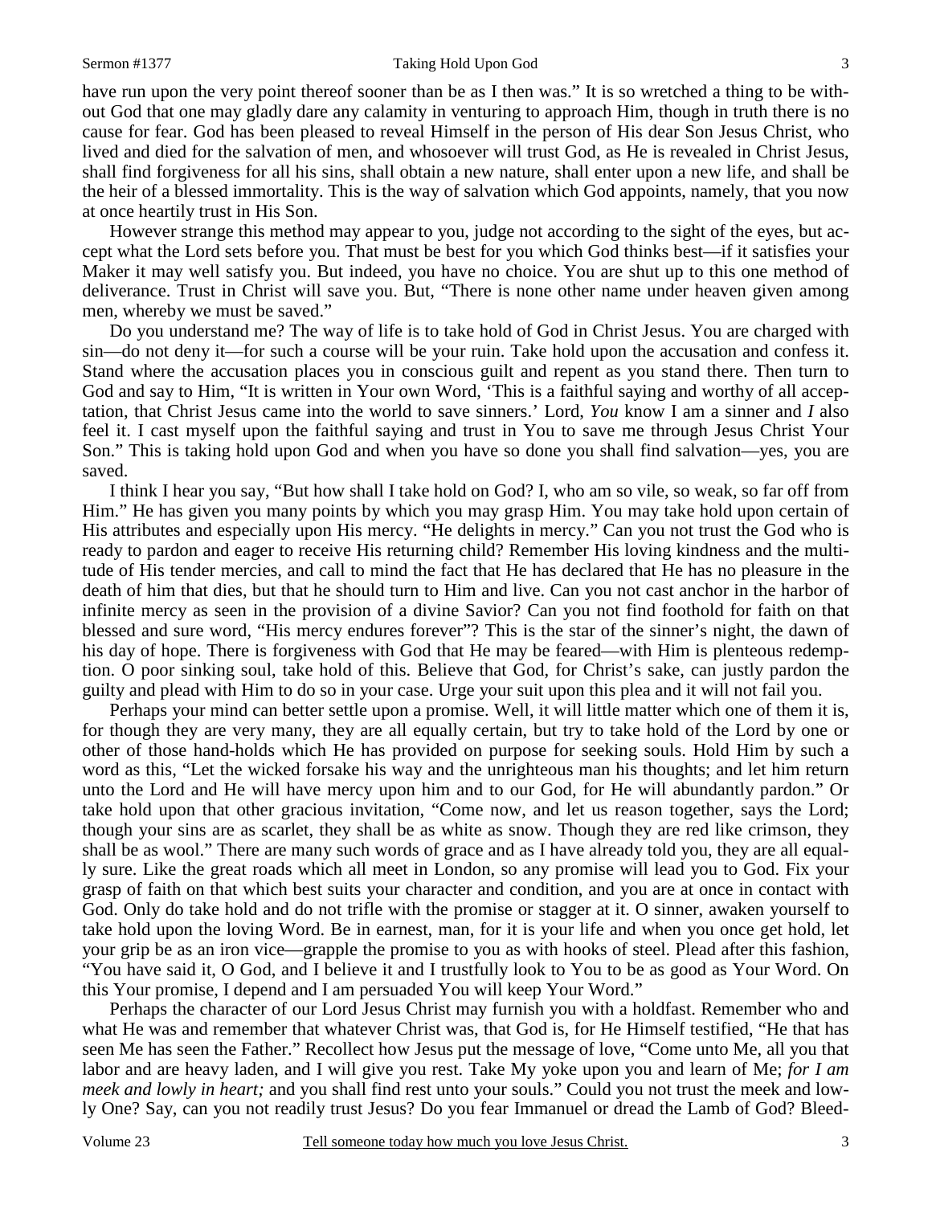have run upon the very point thereof sooner than be as I then was." It is so wretched a thing to be without God that one may gladly dare any calamity in venturing to approach Him, though in truth there is no cause for fear. God has been pleased to reveal Himself in the person of His dear Son Jesus Christ, who lived and died for the salvation of men, and whosoever will trust God, as He is revealed in Christ Jesus, shall find forgiveness for all his sins, shall obtain a new nature, shall enter upon a new life, and shall be the heir of a blessed immortality. This is the way of salvation which God appoints, namely, that you now at once heartily trust in His Son.

However strange this method may appear to you, judge not according to the sight of the eyes, but accept what the Lord sets before you. That must be best for you which God thinks best—if it satisfies your Maker it may well satisfy you. But indeed, you have no choice. You are shut up to this one method of deliverance. Trust in Christ will save you. But, "There is none other name under heaven given among men, whereby we must be saved."

Do you understand me? The way of life is to take hold of God in Christ Jesus. You are charged with sin—do not deny it—for such a course will be your ruin. Take hold upon the accusation and confess it. Stand where the accusation places you in conscious guilt and repent as you stand there. Then turn to God and say to Him, "It is written in Your own Word, 'This is a faithful saying and worthy of all acceptation, that Christ Jesus came into the world to save sinners.' Lord, *You* know I am a sinner and *I* also feel it. I cast myself upon the faithful saying and trust in You to save me through Jesus Christ Your Son." This is taking hold upon God and when you have so done you shall find salvation—yes, you are saved.

I think I hear you say, "But how shall I take hold on God? I, who am so vile, so weak, so far off from Him." He has given you many points by which you may grasp Him. You may take hold upon certain of His attributes and especially upon His mercy. "He delights in mercy." Can you not trust the God who is ready to pardon and eager to receive His returning child? Remember His loving kindness and the multitude of His tender mercies, and call to mind the fact that He has declared that He has no pleasure in the death of him that dies, but that he should turn to Him and live. Can you not cast anchor in the harbor of infinite mercy as seen in the provision of a divine Savior? Can you not find foothold for faith on that blessed and sure word, "His mercy endures forever"? This is the star of the sinner's night, the dawn of his day of hope. There is forgiveness with God that He may be feared—with Him is plenteous redemption. O poor sinking soul, take hold of this. Believe that God, for Christ's sake, can justly pardon the guilty and plead with Him to do so in your case. Urge your suit upon this plea and it will not fail you.

Perhaps your mind can better settle upon a promise. Well, it will little matter which one of them it is, for though they are very many, they are all equally certain, but try to take hold of the Lord by one or other of those hand-holds which He has provided on purpose for seeking souls. Hold Him by such a word as this, "Let the wicked forsake his way and the unrighteous man his thoughts; and let him return unto the Lord and He will have mercy upon him and to our God, for He will abundantly pardon." Or take hold upon that other gracious invitation, "Come now, and let us reason together, says the Lord; though your sins are as scarlet, they shall be as white as snow. Though they are red like crimson, they shall be as wool." There are many such words of grace and as I have already told you, they are all equally sure. Like the great roads which all meet in London, so any promise will lead you to God. Fix your grasp of faith on that which best suits your character and condition, and you are at once in contact with God. Only do take hold and do not trifle with the promise or stagger at it. O sinner, awaken yourself to take hold upon the loving Word. Be in earnest, man, for it is your life and when you once get hold, let your grip be as an iron vice—grapple the promise to you as with hooks of steel. Plead after this fashion, "You have said it, O God, and I believe it and I trustfully look to You to be as good as Your Word. On this Your promise, I depend and I am persuaded You will keep Your Word."

Perhaps the character of our Lord Jesus Christ may furnish you with a holdfast. Remember who and what He was and remember that whatever Christ was, that God is, for He Himself testified, "He that has seen Me has seen the Father." Recollect how Jesus put the message of love, "Come unto Me, all you that labor and are heavy laden, and I will give you rest. Take My yoke upon you and learn of Me; *for I am meek and lowly in heart;* and you shall find rest unto your souls." Could you not trust the meek and lowly One? Say, can you not readily trust Jesus? Do you fear Immanuel or dread the Lamb of God? Bleed-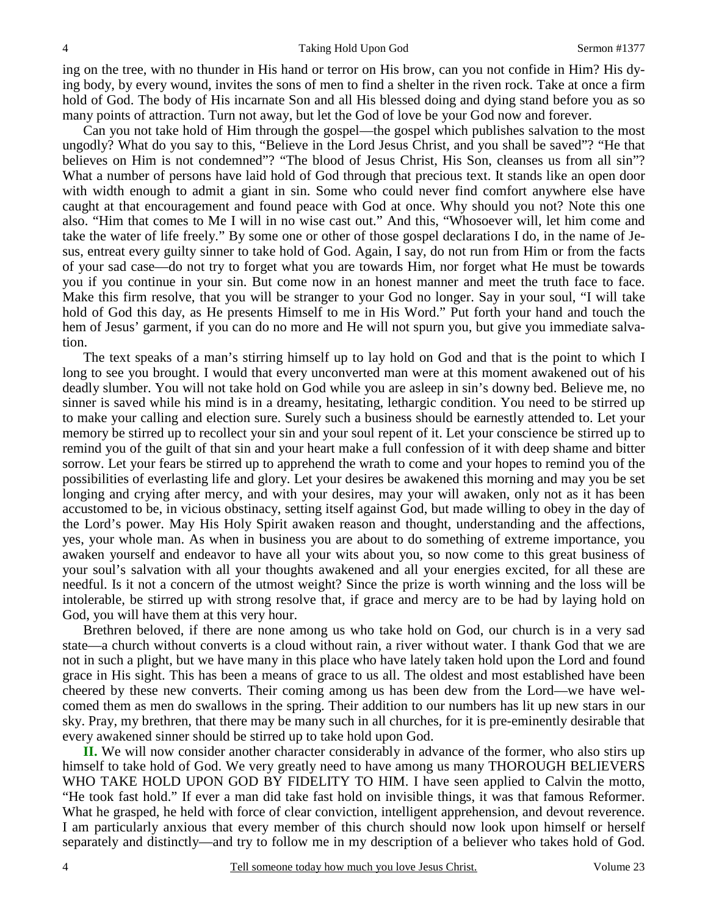ing on the tree, with no thunder in His hand or terror on His brow, can you not confide in Him? His dying body, by every wound, invites the sons of men to find a shelter in the riven rock. Take at once a firm hold of God. The body of His incarnate Son and all His blessed doing and dying stand before you as so many points of attraction. Turn not away, but let the God of love be your God now and forever.

Can you not take hold of Him through the gospel—the gospel which publishes salvation to the most ungodly? What do you say to this, "Believe in the Lord Jesus Christ, and you shall be saved"? "He that believes on Him is not condemned"? "The blood of Jesus Christ, His Son, cleanses us from all sin"? What a number of persons have laid hold of God through that precious text. It stands like an open door with width enough to admit a giant in sin. Some who could never find comfort anywhere else have caught at that encouragement and found peace with God at once. Why should you not? Note this one also. "Him that comes to Me I will in no wise cast out." And this, "Whosoever will, let him come and take the water of life freely." By some one or other of those gospel declarations I do, in the name of Jesus, entreat every guilty sinner to take hold of God. Again, I say, do not run from Him or from the facts of your sad case—do not try to forget what you are towards Him, nor forget what He must be towards you if you continue in your sin. But come now in an honest manner and meet the truth face to face. Make this firm resolve, that you will be stranger to your God no longer. Say in your soul, "I will take hold of God this day, as He presents Himself to me in His Word." Put forth your hand and touch the hem of Jesus' garment, if you can do no more and He will not spurn you, but give you immediate salvation.

The text speaks of a man's stirring himself up to lay hold on God and that is the point to which I long to see you brought. I would that every unconverted man were at this moment awakened out of his deadly slumber. You will not take hold on God while you are asleep in sin's downy bed. Believe me, no sinner is saved while his mind is in a dreamy, hesitating, lethargic condition. You need to be stirred up to make your calling and election sure. Surely such a business should be earnestly attended to. Let your memory be stirred up to recollect your sin and your soul repent of it. Let your conscience be stirred up to remind you of the guilt of that sin and your heart make a full confession of it with deep shame and bitter sorrow. Let your fears be stirred up to apprehend the wrath to come and your hopes to remind you of the possibilities of everlasting life and glory. Let your desires be awakened this morning and may you be set longing and crying after mercy, and with your desires, may your will awaken, only not as it has been accustomed to be, in vicious obstinacy, setting itself against God, but made willing to obey in the day of the Lord's power. May His Holy Spirit awaken reason and thought, understanding and the affections, yes, your whole man. As when in business you are about to do something of extreme importance, you awaken yourself and endeavor to have all your wits about you, so now come to this great business of your soul's salvation with all your thoughts awakened and all your energies excited, for all these are needful. Is it not a concern of the utmost weight? Since the prize is worth winning and the loss will be intolerable, be stirred up with strong resolve that, if grace and mercy are to be had by laying hold on God, you will have them at this very hour.

Brethren beloved, if there are none among us who take hold on God, our church is in a very sad state—a church without converts is a cloud without rain, a river without water. I thank God that we are not in such a plight, but we have many in this place who have lately taken hold upon the Lord and found grace in His sight. This has been a means of grace to us all. The oldest and most established have been cheered by these new converts. Their coming among us has been dew from the Lord—we have welcomed them as men do swallows in the spring. Their addition to our numbers has lit up new stars in our sky. Pray, my brethren, that there may be many such in all churches, for it is pre-eminently desirable that every awakened sinner should be stirred up to take hold upon God.

**II.** We will now consider another character considerably in advance of the former, who also stirs up himself to take hold of God. We very greatly need to have among us many THOROUGH BELIEVERS WHO TAKE HOLD UPON GOD BY FIDELITY TO HIM. I have seen applied to Calvin the motto, "He took fast hold." If ever a man did take fast hold on invisible things, it was that famous Reformer. What he grasped, he held with force of clear conviction, intelligent apprehension, and devout reverence. I am particularly anxious that every member of this church should now look upon himself or herself separately and distinctly—and try to follow me in my description of a believer who takes hold of God.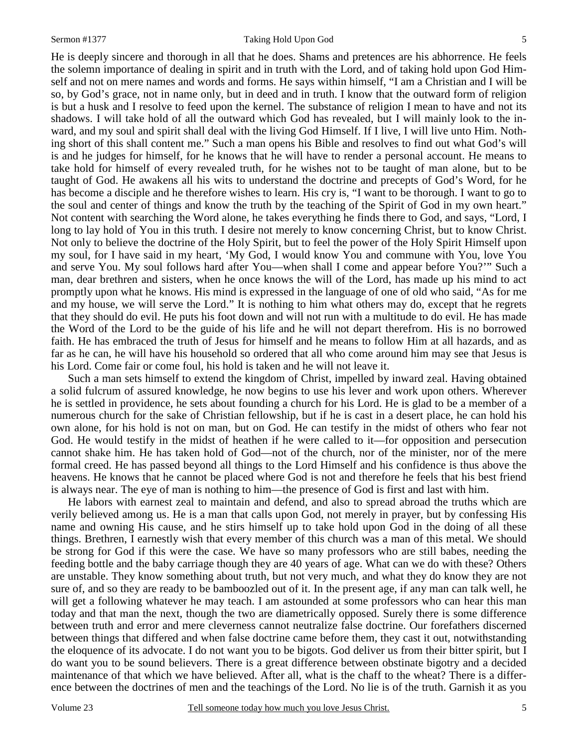He is deeply sincere and thorough in all that he does. Shams and pretences are his abhorrence. He feels the solemn importance of dealing in spirit and in truth with the Lord, and of taking hold upon God Himself and not on mere names and words and forms. He says within himself, "I am a Christian and I will be so, by God's grace, not in name only, but in deed and in truth. I know that the outward form of religion is but a husk and I resolve to feed upon the kernel. The substance of religion I mean to have and not its shadows. I will take hold of all the outward which God has revealed, but I will mainly look to the inward, and my soul and spirit shall deal with the living God Himself. If I live, I will live unto Him. Nothing short of this shall content me." Such a man opens his Bible and resolves to find out what God's will is and he judges for himself, for he knows that he will have to render a personal account. He means to take hold for himself of every revealed truth, for he wishes not to be taught of man alone, but to be taught of God. He awakens all his wits to understand the doctrine and precepts of God's Word, for he has become a disciple and he therefore wishes to learn. His cry is, "I want to be thorough. I want to go to the soul and center of things and know the truth by the teaching of the Spirit of God in my own heart." Not content with searching the Word alone, he takes everything he finds there to God, and says, "Lord, I long to lay hold of You in this truth. I desire not merely to know concerning Christ, but to know Christ. Not only to believe the doctrine of the Holy Spirit, but to feel the power of the Holy Spirit Himself upon my soul, for I have said in my heart, 'My God, I would know You and commune with You, love You and serve You. My soul follows hard after You—when shall I come and appear before You?'" Such a man, dear brethren and sisters, when he once knows the will of the Lord, has made up his mind to act promptly upon what he knows. His mind is expressed in the language of one of old who said, "As for me and my house, we will serve the Lord." It is nothing to him what others may do, except that he regrets that they should do evil. He puts his foot down and will not run with a multitude to do evil. He has made the Word of the Lord to be the guide of his life and he will not depart therefrom. His is no borrowed faith. He has embraced the truth of Jesus for himself and he means to follow Him at all hazards, and as far as he can, he will have his household so ordered that all who come around him may see that Jesus is his Lord. Come fair or come foul, his hold is taken and he will not leave it.

Such a man sets himself to extend the kingdom of Christ, impelled by inward zeal. Having obtained a solid fulcrum of assured knowledge, he now begins to use his lever and work upon others. Wherever he is settled in providence, he sets about founding a church for his Lord. He is glad to be a member of a numerous church for the sake of Christian fellowship, but if he is cast in a desert place, he can hold his own alone, for his hold is not on man, but on God. He can testify in the midst of others who fear not God. He would testify in the midst of heathen if he were called to it—for opposition and persecution cannot shake him. He has taken hold of God—not of the church, nor of the minister, nor of the mere formal creed. He has passed beyond all things to the Lord Himself and his confidence is thus above the heavens. He knows that he cannot be placed where God is not and therefore he feels that his best friend is always near. The eye of man is nothing to him—the presence of God is first and last with him.

He labors with earnest zeal to maintain and defend, and also to spread abroad the truths which are verily believed among us. He is a man that calls upon God, not merely in prayer, but by confessing His name and owning His cause, and he stirs himself up to take hold upon God in the doing of all these things. Brethren, I earnestly wish that every member of this church was a man of this metal. We should be strong for God if this were the case. We have so many professors who are still babes, needing the feeding bottle and the baby carriage though they are 40 years of age. What can we do with these? Others are unstable. They know something about truth, but not very much, and what they do know they are not sure of, and so they are ready to be bamboozled out of it. In the present age, if any man can talk well, he will get a following whatever he may teach. I am astounded at some professors who can hear this man today and that man the next, though the two are diametrically opposed. Surely there is some difference between truth and error and mere cleverness cannot neutralize false doctrine. Our forefathers discerned between things that differed and when false doctrine came before them, they cast it out, notwithstanding the eloquence of its advocate. I do not want you to be bigots. God deliver us from their bitter spirit, but I do want you to be sound believers. There is a great difference between obstinate bigotry and a decided maintenance of that which we have believed. After all, what is the chaff to the wheat? There is a difference between the doctrines of men and the teachings of the Lord. No lie is of the truth. Garnish it as you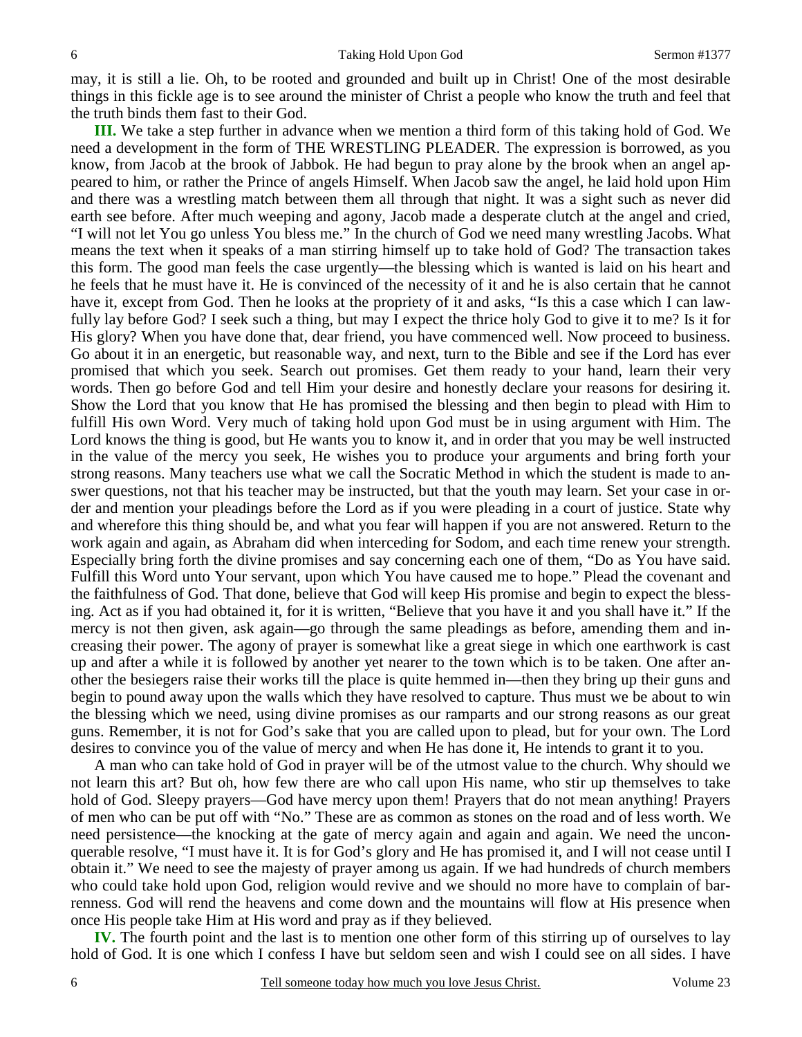may, it is still a lie. Oh, to be rooted and grounded and built up in Christ! One of the most desirable things in this fickle age is to see around the minister of Christ a people who know the truth and feel that the truth binds them fast to their God.

**III.** We take a step further in advance when we mention a third form of this taking hold of God. We need a development in the form of THE WRESTLING PLEADER. The expression is borrowed, as you know, from Jacob at the brook of Jabbok. He had begun to pray alone by the brook when an angel appeared to him, or rather the Prince of angels Himself. When Jacob saw the angel, he laid hold upon Him and there was a wrestling match between them all through that night. It was a sight such as never did earth see before. After much weeping and agony, Jacob made a desperate clutch at the angel and cried, "I will not let You go unless You bless me." In the church of God we need many wrestling Jacobs. What means the text when it speaks of a man stirring himself up to take hold of God? The transaction takes this form. The good man feels the case urgently—the blessing which is wanted is laid on his heart and he feels that he must have it. He is convinced of the necessity of it and he is also certain that he cannot have it, except from God. Then he looks at the propriety of it and asks, "Is this a case which I can lawfully lay before God? I seek such a thing, but may I expect the thrice holy God to give it to me? Is it for His glory? When you have done that, dear friend, you have commenced well. Now proceed to business. Go about it in an energetic, but reasonable way, and next, turn to the Bible and see if the Lord has ever promised that which you seek. Search out promises. Get them ready to your hand, learn their very words. Then go before God and tell Him your desire and honestly declare your reasons for desiring it. Show the Lord that you know that He has promised the blessing and then begin to plead with Him to fulfill His own Word. Very much of taking hold upon God must be in using argument with Him. The Lord knows the thing is good, but He wants you to know it, and in order that you may be well instructed in the value of the mercy you seek, He wishes you to produce your arguments and bring forth your strong reasons. Many teachers use what we call the Socratic Method in which the student is made to answer questions, not that his teacher may be instructed, but that the youth may learn. Set your case in order and mention your pleadings before the Lord as if you were pleading in a court of justice. State why and wherefore this thing should be, and what you fear will happen if you are not answered. Return to the work again and again, as Abraham did when interceding for Sodom, and each time renew your strength. Especially bring forth the divine promises and say concerning each one of them, "Do as You have said. Fulfill this Word unto Your servant, upon which You have caused me to hope." Plead the covenant and the faithfulness of God. That done, believe that God will keep His promise and begin to expect the blessing. Act as if you had obtained it, for it is written, "Believe that you have it and you shall have it." If the mercy is not then given, ask again—go through the same pleadings as before, amending them and increasing their power. The agony of prayer is somewhat like a great siege in which one earthwork is cast up and after a while it is followed by another yet nearer to the town which is to be taken. One after another the besiegers raise their works till the place is quite hemmed in—then they bring up their guns and begin to pound away upon the walls which they have resolved to capture. Thus must we be about to win the blessing which we need, using divine promises as our ramparts and our strong reasons as our great guns. Remember, it is not for God's sake that you are called upon to plead, but for your own. The Lord desires to convince you of the value of mercy and when He has done it, He intends to grant it to you.

A man who can take hold of God in prayer will be of the utmost value to the church. Why should we not learn this art? But oh, how few there are who call upon His name, who stir up themselves to take hold of God. Sleepy prayers—God have mercy upon them! Prayers that do not mean anything! Prayers of men who can be put off with "No." These are as common as stones on the road and of less worth. We need persistence—the knocking at the gate of mercy again and again and again. We need the unconquerable resolve, "I must have it. It is for God's glory and He has promised it, and I will not cease until I obtain it." We need to see the majesty of prayer among us again. If we had hundreds of church members who could take hold upon God, religion would revive and we should no more have to complain of barrenness. God will rend the heavens and come down and the mountains will flow at His presence when once His people take Him at his word and pray as if they believed.

**IV.** The fourth point and the last is to mention one other form of this stirring up of ourselves to lay hold of God. It is one which I confess I have but seldom seen and wish I could see on all sides. I have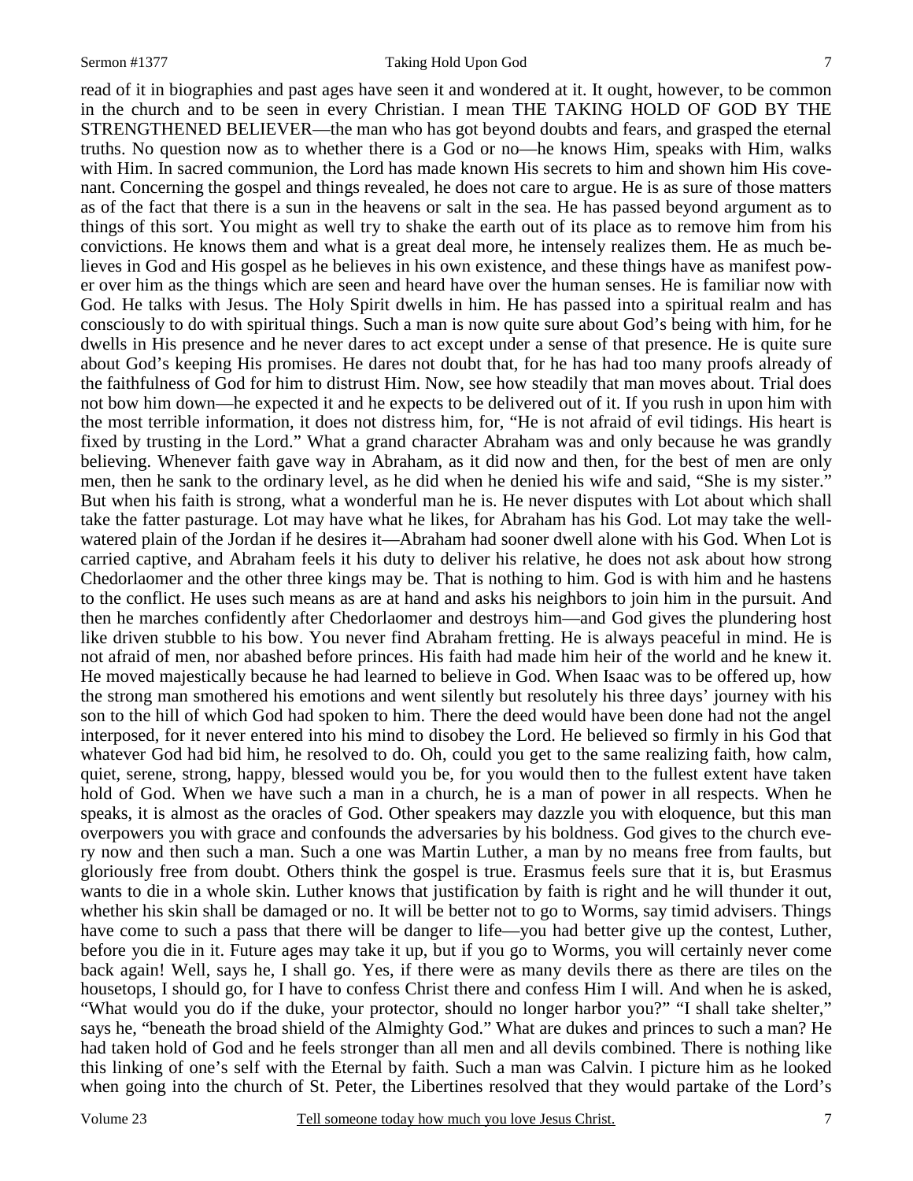read of it in biographies and past ages have seen it and wondered at it. It ought, however, to be common in the church and to be seen in every Christian. I mean THE TAKING HOLD OF GOD BY THE STRENGTHENED BELIEVER—the man who has got beyond doubts and fears, and grasped the eternal truths. No question now as to whether there is a God or no—he knows Him, speaks with Him, walks with Him. In sacred communion, the Lord has made known His secrets to him and shown him His covenant. Concerning the gospel and things revealed, he does not care to argue. He is as sure of those matters as of the fact that there is a sun in the heavens or salt in the sea. He has passed beyond argument as to things of this sort. You might as well try to shake the earth out of its place as to remove him from his convictions. He knows them and what is a great deal more, he intensely realizes them. He as much believes in God and His gospel as he believes in his own existence, and these things have as manifest power over him as the things which are seen and heard have over the human senses. He is familiar now with God. He talks with Jesus. The Holy Spirit dwells in him. He has passed into a spiritual realm and has consciously to do with spiritual things. Such a man is now quite sure about God's being with him, for he dwells in His presence and he never dares to act except under a sense of that presence. He is quite sure about God's keeping His promises. He dares not doubt that, for he has had too many proofs already of the faithfulness of God for him to distrust Him. Now, see how steadily that man moves about. Trial does not bow him down—he expected it and he expects to be delivered out of it. If you rush in upon him with the most terrible information, it does not distress him, for, "He is not afraid of evil tidings. His heart is fixed by trusting in the Lord." What a grand character Abraham was and only because he was grandly believing. Whenever faith gave way in Abraham, as it did now and then, for the best of men are only men, then he sank to the ordinary level, as he did when he denied his wife and said, "She is my sister." But when his faith is strong, what a wonderful man he is. He never disputes with Lot about which shall take the fatter pasturage. Lot may have what he likes, for Abraham has his God. Lot may take the well-watered plain of the Jordan if he desires it—Abraham had sooner dwell alone with his God. When Lot is carried captive, and Abraham feels it his duty to deliver his relative, he does not ask about how strong Chedorlaomer and the other three kings may be. That is nothing to him. God is with him and he hastens to the conflict. He uses such means as are at hand and asks his neighbors to join him in the pursuit. And then he marches confidently after Chedorlaomer and destroys him—and God gives the plundering host like driven stubble to his bow. You never find Abraham fretting. He is always peaceful in mind. He is not afraid of men, nor abashed before princes. His faith had made him heir of the world and he knew it. He moved majestically because he had learned to believe in God. When Isaac was to be offered up, how the strong man smothered his emotions and went silently but resolutely his three days' journey with his son to the hill of which God had spoken to him. There the deed would have been done had not the angel interposed, for it never entered into his mind to disobey the Lord. He believed so firmly in his God that whatever God had bid him, he resolved to do. Oh, could you get to the same realizing faith, how calm, quiet, serene, strong, happy, blessed would you be, for you would then to the fullest extent have taken hold of God. When we have such a man in a church, he is a man of power in all respects. When he speaks, it is almost as the oracles of God. Other speakers may dazzle you with eloquence, but this man overpowers you with grace and confounds the adversaries by his boldness. God gives to the church every now and then such a man. Such a one was Martin Luther, a man by no means free from faults, but gloriously free from doubt. Others think the gospel is true. Erasmus feels sure that it is, but Erasmus wants to die in a whole skin. Luther knows that justification by faith is right and he will thunder it out, whether his skin shall be damaged or no. It will be better not to go to Worms, say timid advisers. Things have come to such a pass that there will be danger to life—you had better give up the contest, Luther, before you die in it. Future ages may take it up, but if you go to Worms, you will certainly never come back again! Well, says he, I shall go. Yes, if there were as many devils there as there are tiles on the housetops, I should go, for I have to confess Christ there and confess Him I will. And when he is asked, "What would you do if the duke, your protector, should no longer harbor you?" "I shall take shelter," says he, "beneath the broad shield of the Almighty God." What are dukes and princes to such a man? He had taken hold of God and he feels stronger than all men and all devils combined. There is nothing like this linking of one's self with the Eternal by faith. Such a man was Calvin. I picture him as he looked when going into the church of St. Peter, the Libertines resolved that they would partake of the Lord's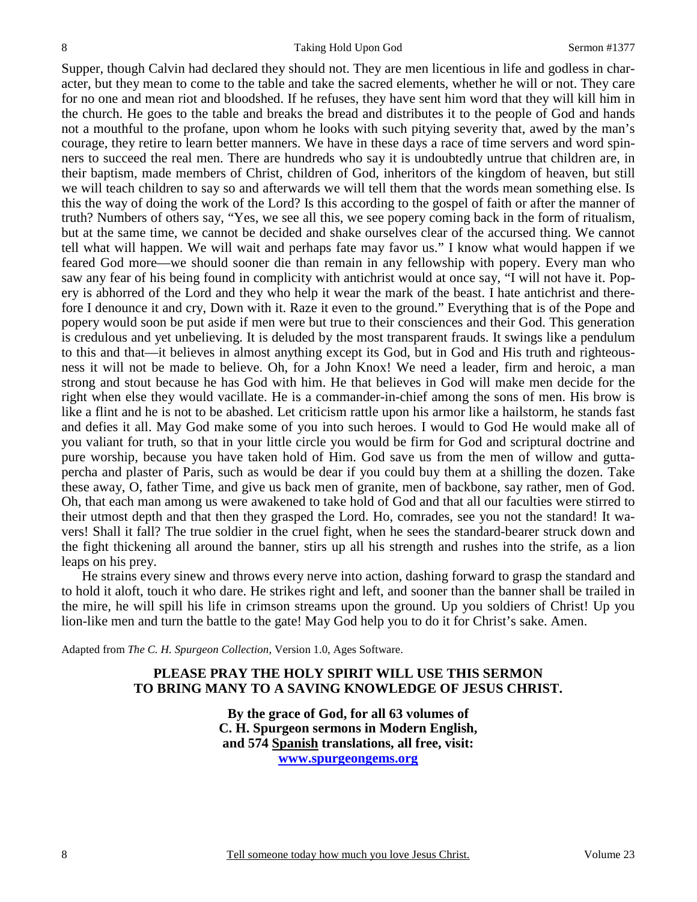Supper, though Calvin had declared they should not. They are men licentious in life and godless in character, but they mean to come to the table and take the sacred elements, whether he will or not. They care for no one and mean riot and bloodshed. If he refuses, they have sent him word that they will kill him in the church. He goes to the table and breaks the bread and distributes it to the people of God and hands not a mouthful to the profane, upon whom he looks with such pitying severity that, awed by the man's courage, they retire to learn better manners. We have in these days a race of time servers and word spinners to succeed the real men. There are hundreds who say it is undoubtedly untrue that children are, in their baptism, made members of Christ, children of God, inheritors of the kingdom of heaven, but still we will teach children to say so and afterwards we will tell them that the words mean something else. Is this the way of doing the work of the Lord? Is this according to the gospel of faith or after the manner of truth? Numbers of others say, "Yes, we see all this, we see popery coming back in the form of ritualism, but at the same time, we cannot be decided and shake ourselves clear of the accursed thing. We cannot tell what will happen. We will wait and perhaps fate may favor us." I know what would happen if we feared God more—we should sooner die than remain in any fellowship with popery. Every man who saw any fear of his being found in complicity with antichrist would at once say, "I will not have it. Popery is abhorred of the Lord and they who help it wear the mark of the beast. I hate antichrist and therefore I denounce it and cry, Down with it. Raze it even to the ground." Everything that is of the Pope and popery would soon be put aside if men were but true to their consciences and their God. This generation is credulous and yet unbelieving. It is deluded by the most transparent frauds. It swings like a pendulum to this and that—it believes in almost anything except its God, but in God and His truth and righteousness it will not be made to believe. Oh, for a John Knox! We need a leader, firm and heroic, a man strong and stout because he has God with him. He that believes in God will make men decide for the right when else they would vacillate. He is a commander-in-chief among the sons of men. His brow is like a flint and he is not to be abashed. Let criticism rattle upon his armor like a hailstorm, he stands fast and defies it all. May God make some of you into such heroes. I would to God He would make all of you valiant for truth, so that in your little circle you would be firm for God and scriptural doctrine and pure worship, because you have taken hold of Him. God save us from the men of willow and gutta-percha and plaster of Paris, such as would be dear if you could buy them at a shilling the dozen. Take these away, O, father Time, and give us back men of granite, men of backbone, say rather, men of God. Oh, that each man among us were awakened to take hold of God and that all our faculties were stirred to their utmost depth and that then they grasped the Lord. Ho, comrades, see you not the standard! It wavers! Shall it fall? The true soldier in the cruel fight, when he sees the standard-bearer struck down and the fight thickening all around the banner, stirs up all his strength and rushes into the strife, as a lion leaps on his prey.

He strains every sinew and throws every nerve into action, dashing forward to grasp the standard and to hold it aloft, touch it who dare. He strikes right and left, and sooner than the banner shall be trailed in the mire, he will spill his life in crimson streams upon the ground. Up you soldiers of Christ! Up you lion-like men and turn the battle to the gate! May God help you to do it for Christ's sake. Amen.

Adapted from *The C. H. Spurgeon Collection*, Version 1.0, Ages Software.

**PLEASE PRAY THE HOLY SPIRIT WILL USE THIS SERMON TO BRING MANY TO A SAVING KNOWLEDGE OF JESUS CHRIST.**

**By the grace of God, for all 63 volumes of C. H. Spurgeon sermons in Modern English, and 574 Spanish translations, all free, visit: www.spurgeongems.org**